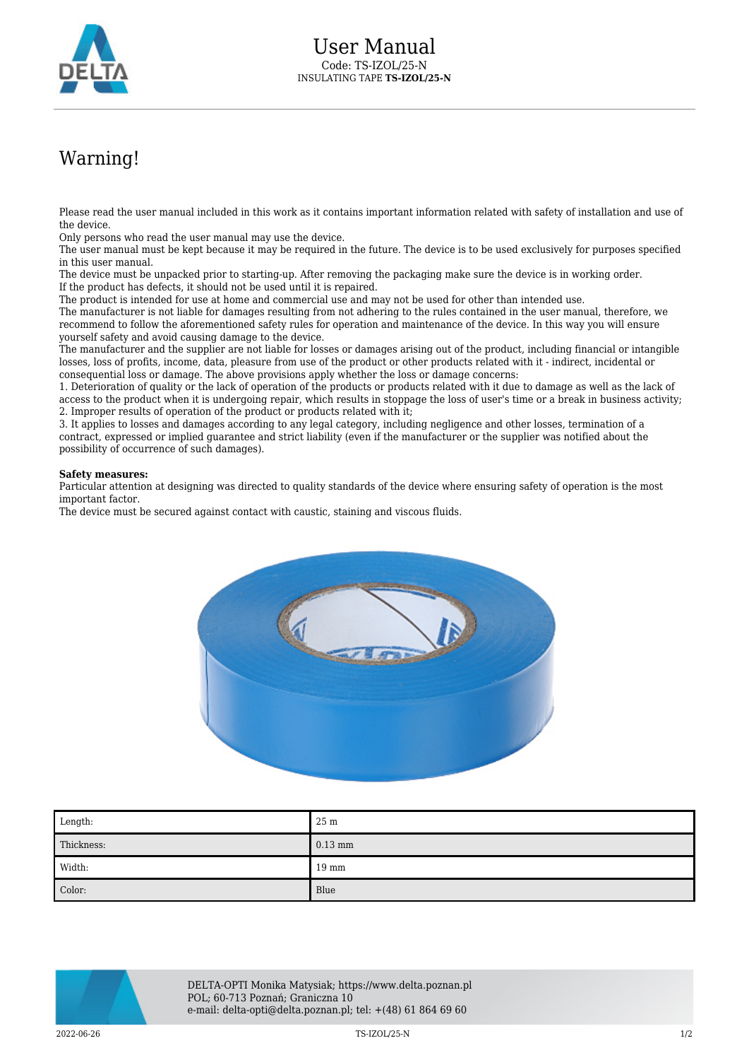# User Manual

Code: TS-IZOL/25-N
INSULATING TAPE **TS-IZOL/25-N**

## Warning!

Please read the user manual included in this work as it contains important information related with safety of installation and use of the device.
Only persons who read the user manual may use the device.
The user manual must be kept because it may be required in the future. The device is to be used exclusively for purposes specified in this user manual.
The device must be unpacked prior to starting-up. After removing the packaging make sure the device is in working order.
If the product has defects, it should not be used until it is repaired.
The product is intended for use at home and commercial use and may not be used for other than intended use.
The manufacturer is not liable for damages resulting from not adhering to the rules contained in the user manual, therefore, we recommend to follow the aforementioned safety rules for operation and maintenance of the device. In this way you will ensure yourself safety and avoid causing damage to the device.
The manufacturer and the supplier are not liable for losses or damages arising out of the product, including financial or intangible losses, loss of profits, income, data, pleasure from use of the product or other products related with it - indirect, incidental or consequential loss or damage. The above provisions apply whether the loss or damage concerns:
1. Deterioration of quality or the lack of operation of the products or products related with it due to damage as well as the lack of access to the product when it is undergoing repair, which results in stoppage the loss of user's time or a break in business activity;
2. Improper results of operation of the product or products related with it;
3. It applies to losses and damages according to any legal category, including negligence and other losses, termination of a contract, expressed or implied guarantee and strict liability (even if the manufacturer or the supplier was notified about the possibility of occurrence of such damages).

**Safety measures:**
Particular attention at designing was directed to quality standards of the device where ensuring safety of operation is the most important factor.
The device must be secured against contact with caustic, staining and viscous fluids.

| Length: | 25 m |
|---|---|
| Thickness: | 0.13 mm |
| Width: | 19 mm |
| Color: | Blue |

DELTA-OPTI Monika Matysiak; https://www.delta.poznan.pl
POL; 60-713 Poznań; Graniczna 10
e-mail: delta-opti@delta.poznan.pl; tel: +(48) 61 864 69 60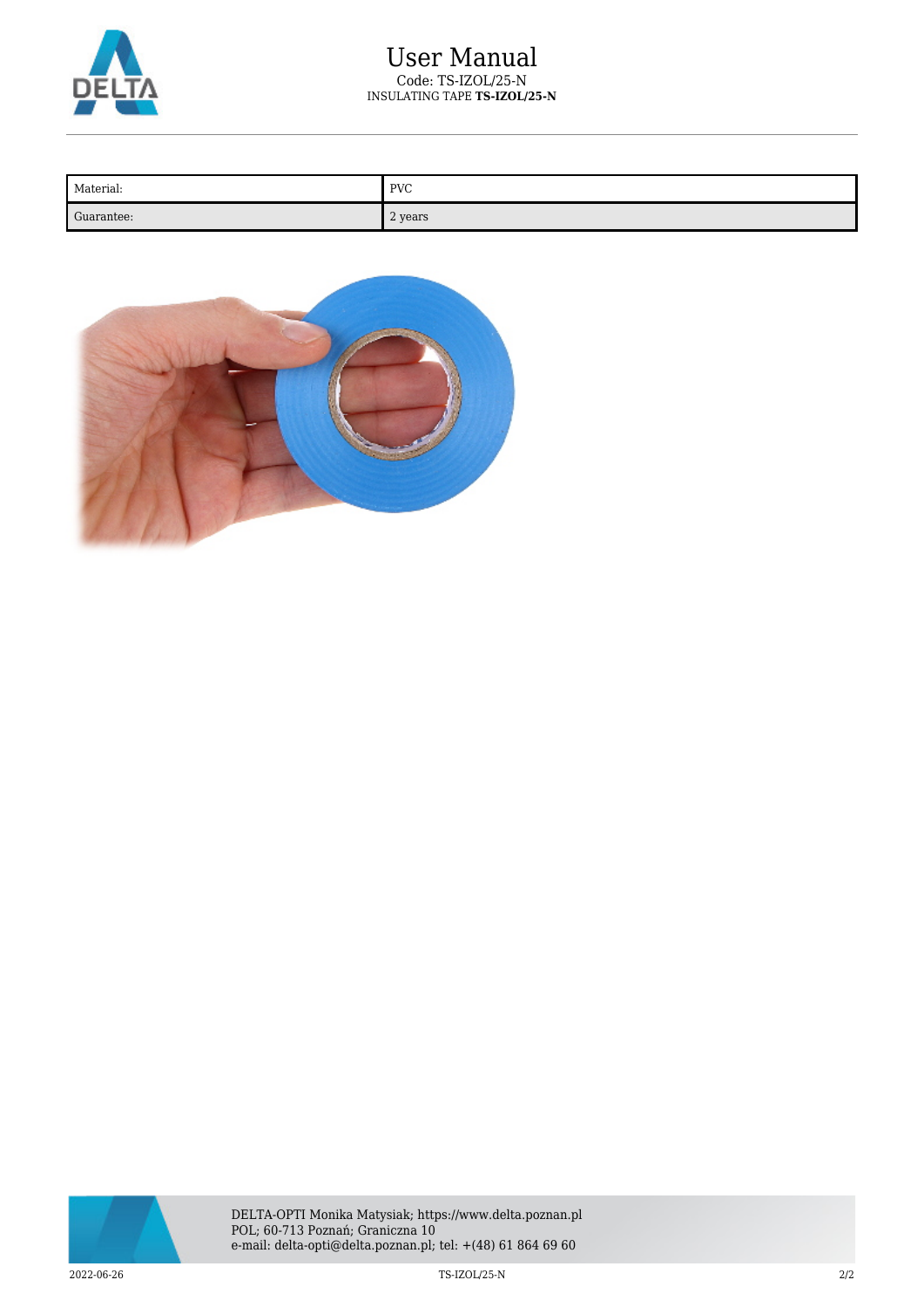| | |
|---|---|
| Material: | PVC |
| Guarantee: | 2 years |

DELTA-OPTI Monika Matysiak; https://www.delta.poznan.pl
POL; 60-713 Poznań; Graniczna 10
e-mail: delta-opti@delta.poznan.pl; tel: +(48) 61 864 69 60